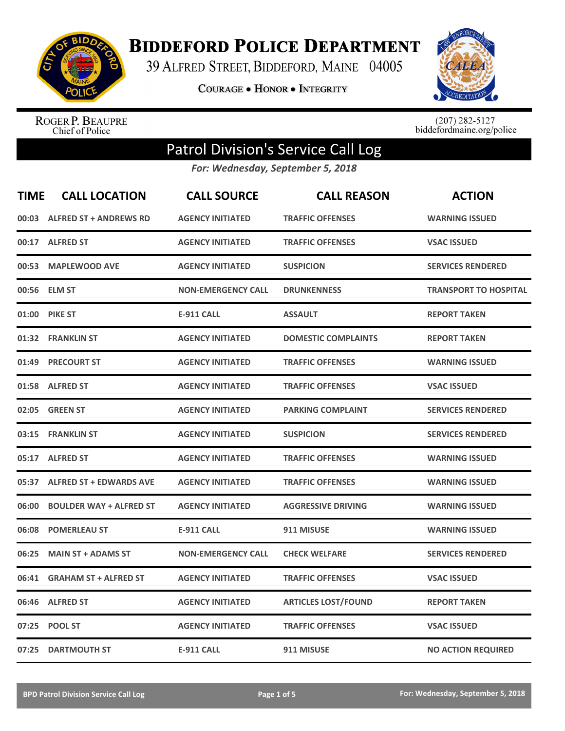# Biddeford Police Department

39 Alfred Street, Biddeford, Maine 04005

**Courage • Honor • Integrity**

Roger P. Beaupre
Chief of Police

(207) 282-5127
biddefordmaine.org/police

## Patrol Division's Service Call Log

*For: Wednesday, September 5, 2018*

| TIME | CALL LOCATION | CALL SOURCE | CALL REASON | ACTION |
|---|---|---|---|---|
| 00:03 | ALFRED ST + ANDREWS RD | AGENCY INITIATED | TRAFFIC OFFENSES | WARNING ISSUED |
| 00:17 | ALFRED ST | AGENCY INITIATED | TRAFFIC OFFENSES | VSAC ISSUED |
| 00:53 | MAPLEWOOD AVE | AGENCY INITIATED | SUSPICION | SERVICES RENDERED |
| 00:56 | ELM ST | NON-EMERGENCY CALL | DRUNKENNESS | TRANSPORT TO HOSPITAL |
| 01:00 | PIKE ST | E-911 CALL | ASSAULT | REPORT TAKEN |
| 01:32 | FRANKLIN ST | AGENCY INITIATED | DOMESTIC COMPLAINTS | REPORT TAKEN |
| 01:49 | PRECOURT ST | AGENCY INITIATED | TRAFFIC OFFENSES | WARNING ISSUED |
| 01:58 | ALFRED ST | AGENCY INITIATED | TRAFFIC OFFENSES | VSAC ISSUED |
| 02:05 | GREEN ST | AGENCY INITIATED | PARKING COMPLAINT | SERVICES RENDERED |
| 03:15 | FRANKLIN ST | AGENCY INITIATED | SUSPICION | SERVICES RENDERED |
| 05:17 | ALFRED ST | AGENCY INITIATED | TRAFFIC OFFENSES | WARNING ISSUED |
| 05:37 | ALFRED ST + EDWARDS AVE | AGENCY INITIATED | TRAFFIC OFFENSES | WARNING ISSUED |
| 06:00 | BOULDER WAY + ALFRED ST | AGENCY INITIATED | AGGRESSIVE DRIVING | WARNING ISSUED |
| 06:08 | POMERLEAU ST | E-911 CALL | 911 MISUSE | WARNING ISSUED |
| 06:25 | MAIN ST + ADAMS ST | NON-EMERGENCY CALL | CHECK WELFARE | SERVICES RENDERED |
| 06:41 | GRAHAM ST + ALFRED ST | AGENCY INITIATED | TRAFFIC OFFENSES | VSAC ISSUED |
| 06:46 | ALFRED ST | AGENCY INITIATED | ARTICLES LOST/FOUND | REPORT TAKEN |
| 07:25 | POOL ST | AGENCY INITIATED | TRAFFIC OFFENSES | VSAC ISSUED |
| 07:25 | DARTMOUTH ST | E-911 CALL | 911 MISUSE | NO ACTION REQUIRED |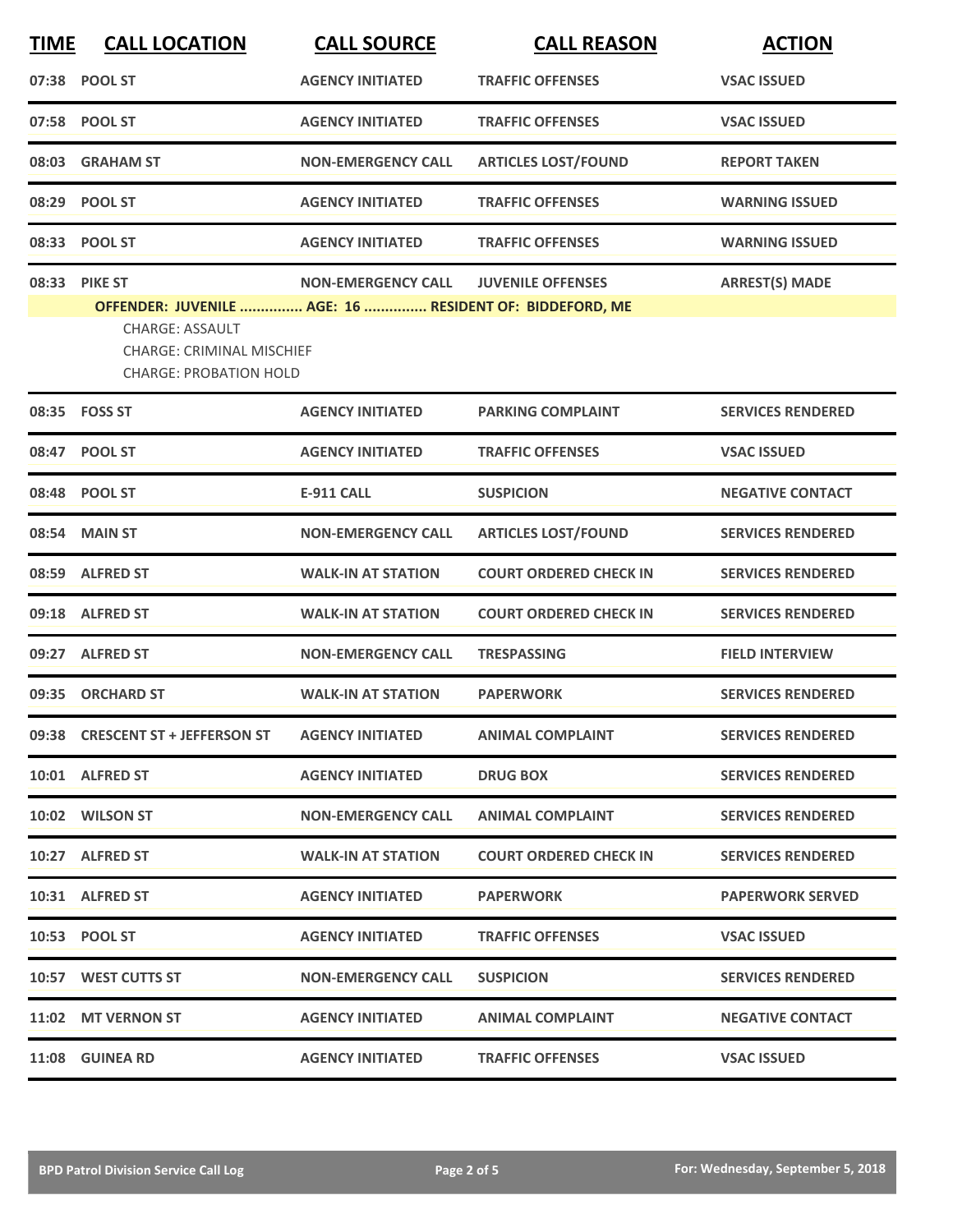| TIME | CALL LOCATION | CALL SOURCE | CALL REASON | ACTION |
|---|---|---|---|---|
| 07:38 | POOL ST | AGENCY INITIATED | TRAFFIC OFFENSES | VSAC ISSUED |
| 07:58 | POOL ST | AGENCY INITIATED | TRAFFIC OFFENSES | VSAC ISSUED |
| 08:03 | GRAHAM ST | NON-EMERGENCY CALL | ARTICLES LOST/FOUND | REPORT TAKEN |
| 08:29 | POOL ST | AGENCY INITIATED | TRAFFIC OFFENSES | WARNING ISSUED |
| 08:33 | POOL ST | AGENCY INITIATED | TRAFFIC OFFENSES | WARNING ISSUED |
| 08:33 | PIKE ST | NON-EMERGENCY CALL | JUVENILE OFFENSES | ARREST(S) MADE |
| | OFFENDER: JUVENILE ............... AGE: 16 ............... RESIDENT OF: BIDDEFORD, ME<br>CHARGE: ASSAULT<br>CHARGE: CRIMINAL MISCHIEF<br>CHARGE: PROBATION HOLD | | | |
| 08:35 | FOSS ST | AGENCY INITIATED | PARKING COMPLAINT | SERVICES RENDERED |
| 08:47 | POOL ST | AGENCY INITIATED | TRAFFIC OFFENSES | VSAC ISSUED |
| 08:48 | POOL ST | E-911 CALL | SUSPICION | NEGATIVE CONTACT |
| 08:54 | MAIN ST | NON-EMERGENCY CALL | ARTICLES LOST/FOUND | SERVICES RENDERED |
| 08:59 | ALFRED ST | WALK-IN AT STATION | COURT ORDERED CHECK IN | SERVICES RENDERED |
| 09:18 | ALFRED ST | WALK-IN AT STATION | COURT ORDERED CHECK IN | SERVICES RENDERED |
| 09:27 | ALFRED ST | NON-EMERGENCY CALL | TRESPASSING | FIELD INTERVIEW |
| 09:35 | ORCHARD ST | WALK-IN AT STATION | PAPERWORK | SERVICES RENDERED |
| 09:38 | CRESCENT ST + JEFFERSON ST | AGENCY INITIATED | ANIMAL COMPLAINT | SERVICES RENDERED |
| 10:01 | ALFRED ST | AGENCY INITIATED | DRUG BOX | SERVICES RENDERED |
| 10:02 | WILSON ST | NON-EMERGENCY CALL | ANIMAL COMPLAINT | SERVICES RENDERED |
| 10:27 | ALFRED ST | WALK-IN AT STATION | COURT ORDERED CHECK IN | SERVICES RENDERED |
| 10:31 | ALFRED ST | AGENCY INITIATED | PAPERWORK | PAPERWORK SERVED |
| 10:53 | POOL ST | AGENCY INITIATED | TRAFFIC OFFENSES | VSAC ISSUED |
| 10:57 | WEST CUTTS ST | NON-EMERGENCY CALL | SUSPICION | SERVICES RENDERED |
| 11:02 | MT VERNON ST | AGENCY INITIATED | ANIMAL COMPLAINT | NEGATIVE CONTACT |
| 11:08 | GUINEA RD | AGENCY INITIATED | TRAFFIC OFFENSES | VSAC ISSUED |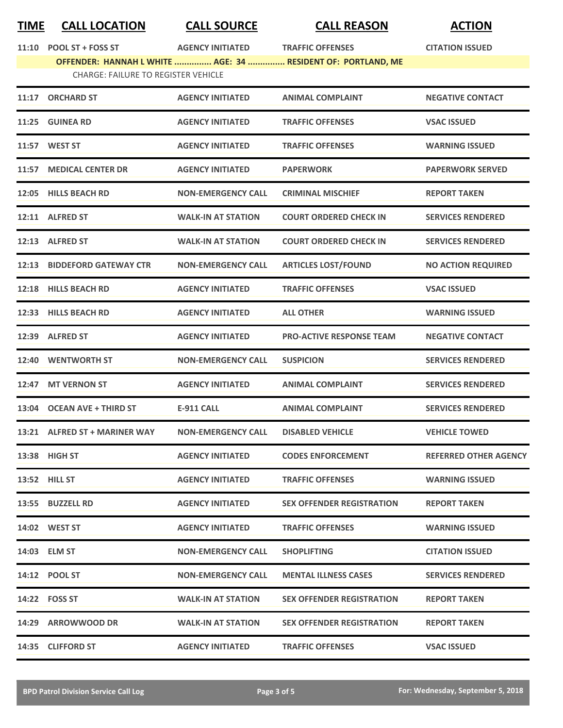| TIME | CALL LOCATION | CALL SOURCE | CALL REASON | ACTION |
|---|---|---|---|---|
| 11:10 | POOL ST + FOSS ST | AGENCY INITIATED | TRAFFIC OFFENSES | CITATION ISSUED |
| | OFFENDER: HANNAH L WHITE ............... AGE: 34 ............... RESIDENT OF: PORTLAND, ME | | | |
| | CHARGE: FAILURE TO REGISTER VEHICLE | | | |
| 11:17 | ORCHARD ST | AGENCY INITIATED | ANIMAL COMPLAINT | NEGATIVE CONTACT |
| 11:25 | GUINEA RD | AGENCY INITIATED | TRAFFIC OFFENSES | VSAC ISSUED |
| 11:57 | WEST ST | AGENCY INITIATED | TRAFFIC OFFENSES | WARNING ISSUED |
| 11:57 | MEDICAL CENTER DR | AGENCY INITIATED | PAPERWORK | PAPERWORK SERVED |
| 12:05 | HILLS BEACH RD | NON-EMERGENCY CALL | CRIMINAL MISCHIEF | REPORT TAKEN |
| 12:11 | ALFRED ST | WALK-IN AT STATION | COURT ORDERED CHECK IN | SERVICES RENDERED |
| 12:13 | ALFRED ST | WALK-IN AT STATION | COURT ORDERED CHECK IN | SERVICES RENDERED |
| 12:13 | BIDDEFORD GATEWAY CTR | NON-EMERGENCY CALL | ARTICLES LOST/FOUND | NO ACTION REQUIRED |
| 12:18 | HILLS BEACH RD | AGENCY INITIATED | TRAFFIC OFFENSES | VSAC ISSUED |
| 12:33 | HILLS BEACH RD | AGENCY INITIATED | ALL OTHER | WARNING ISSUED |
| 12:39 | ALFRED ST | AGENCY INITIATED | PRO-ACTIVE RESPONSE TEAM | NEGATIVE CONTACT |
| 12:40 | WENTWORTH ST | NON-EMERGENCY CALL | SUSPICION | SERVICES RENDERED |
| 12:47 | MT VERNON ST | AGENCY INITIATED | ANIMAL COMPLAINT | SERVICES RENDERED |
| 13:04 | OCEAN AVE + THIRD ST | E-911 CALL | ANIMAL COMPLAINT | SERVICES RENDERED |
| 13:21 | ALFRED ST + MARINER WAY | NON-EMERGENCY CALL | DISABLED VEHICLE | VEHICLE TOWED |
| 13:38 | HIGH ST | AGENCY INITIATED | CODES ENFORCEMENT | REFERRED OTHER AGENCY |
| 13:52 | HILL ST | AGENCY INITIATED | TRAFFIC OFFENSES | WARNING ISSUED |
| 13:55 | BUZZELL RD | AGENCY INITIATED | SEX OFFENDER REGISTRATION | REPORT TAKEN |
| 14:02 | WEST ST | AGENCY INITIATED | TRAFFIC OFFENSES | WARNING ISSUED |
| 14:03 | ELM ST | NON-EMERGENCY CALL | SHOPLIFTING | CITATION ISSUED |
| 14:12 | POOL ST | NON-EMERGENCY CALL | MENTAL ILLNESS CASES | SERVICES RENDERED |
| 14:22 | FOSS ST | WALK-IN AT STATION | SEX OFFENDER REGISTRATION | REPORT TAKEN |
| 14:29 | ARROWWOOD DR | WALK-IN AT STATION | SEX OFFENDER REGISTRATION | REPORT TAKEN |
| 14:35 | CLIFFORD ST | AGENCY INITIATED | TRAFFIC OFFENSES | VSAC ISSUED |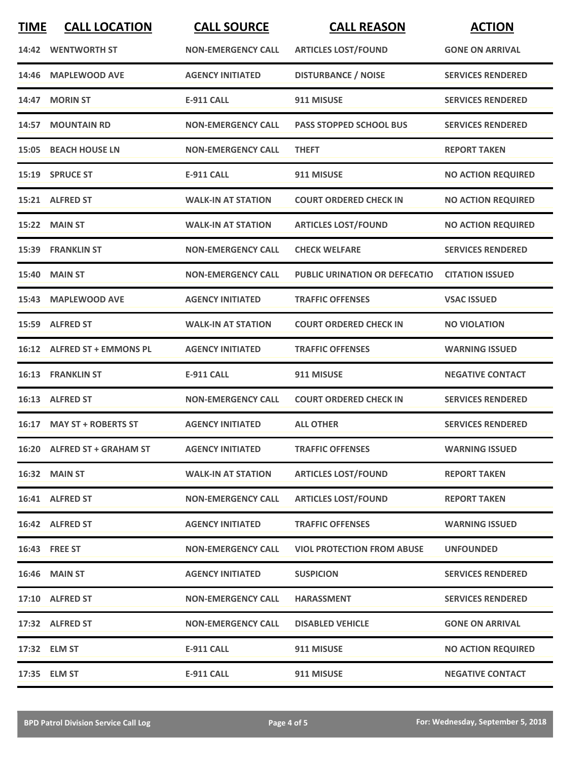| TIME | CALL LOCATION | CALL SOURCE | CALL REASON | ACTION |
|---|---|---|---|---|
| 14:42 | WENTWORTH ST | NON-EMERGENCY CALL | ARTICLES LOST/FOUND | GONE ON ARRIVAL |
| 14:46 | MAPLEWOOD AVE | AGENCY INITIATED | DISTURBANCE / NOISE | SERVICES RENDERED |
| 14:47 | MORIN ST | E-911 CALL | 911 MISUSE | SERVICES RENDERED |
| 14:57 | MOUNTAIN RD | NON-EMERGENCY CALL | PASS STOPPED SCHOOL BUS | SERVICES RENDERED |
| 15:05 | BEACH HOUSE LN | NON-EMERGENCY CALL | THEFT | REPORT TAKEN |
| 15:19 | SPRUCE ST | E-911 CALL | 911 MISUSE | NO ACTION REQUIRED |
| 15:21 | ALFRED ST | WALK-IN AT STATION | COURT ORDERED CHECK IN | NO ACTION REQUIRED |
| 15:22 | MAIN ST | WALK-IN AT STATION | ARTICLES LOST/FOUND | NO ACTION REQUIRED |
| 15:39 | FRANKLIN ST | NON-EMERGENCY CALL | CHECK WELFARE | SERVICES RENDERED |
| 15:40 | MAIN ST | NON-EMERGENCY CALL | PUBLIC URINATION OR DEFECATIO | CITATION ISSUED |
| 15:43 | MAPLEWOOD AVE | AGENCY INITIATED | TRAFFIC OFFENSES | VSAC ISSUED |
| 15:59 | ALFRED ST | WALK-IN AT STATION | COURT ORDERED CHECK IN | NO VIOLATION |
| 16:12 | ALFRED ST + EMMONS PL | AGENCY INITIATED | TRAFFIC OFFENSES | WARNING ISSUED |
| 16:13 | FRANKLIN ST | E-911 CALL | 911 MISUSE | NEGATIVE CONTACT |
| 16:13 | ALFRED ST | NON-EMERGENCY CALL | COURT ORDERED CHECK IN | SERVICES RENDERED |
| 16:17 | MAY ST + ROBERTS ST | AGENCY INITIATED | ALL OTHER | SERVICES RENDERED |
| 16:20 | ALFRED ST + GRAHAM ST | AGENCY INITIATED | TRAFFIC OFFENSES | WARNING ISSUED |
| 16:32 | MAIN ST | WALK-IN AT STATION | ARTICLES LOST/FOUND | REPORT TAKEN |
| 16:41 | ALFRED ST | NON-EMERGENCY CALL | ARTICLES LOST/FOUND | REPORT TAKEN |
| 16:42 | ALFRED ST | AGENCY INITIATED | TRAFFIC OFFENSES | WARNING ISSUED |
| 16:43 | FREE ST | NON-EMERGENCY CALL | VIOL PROTECTION FROM ABUSE | UNFOUNDED |
| 16:46 | MAIN ST | AGENCY INITIATED | SUSPICION | SERVICES RENDERED |
| 17:10 | ALFRED ST | NON-EMERGENCY CALL | HARASSMENT | SERVICES RENDERED |
| 17:32 | ALFRED ST | NON-EMERGENCY CALL | DISABLED VEHICLE | GONE ON ARRIVAL |
| 17:32 | ELM ST | E-911 CALL | 911 MISUSE | NO ACTION REQUIRED |
| 17:35 | ELM ST | E-911 CALL | 911 MISUSE | NEGATIVE CONTACT |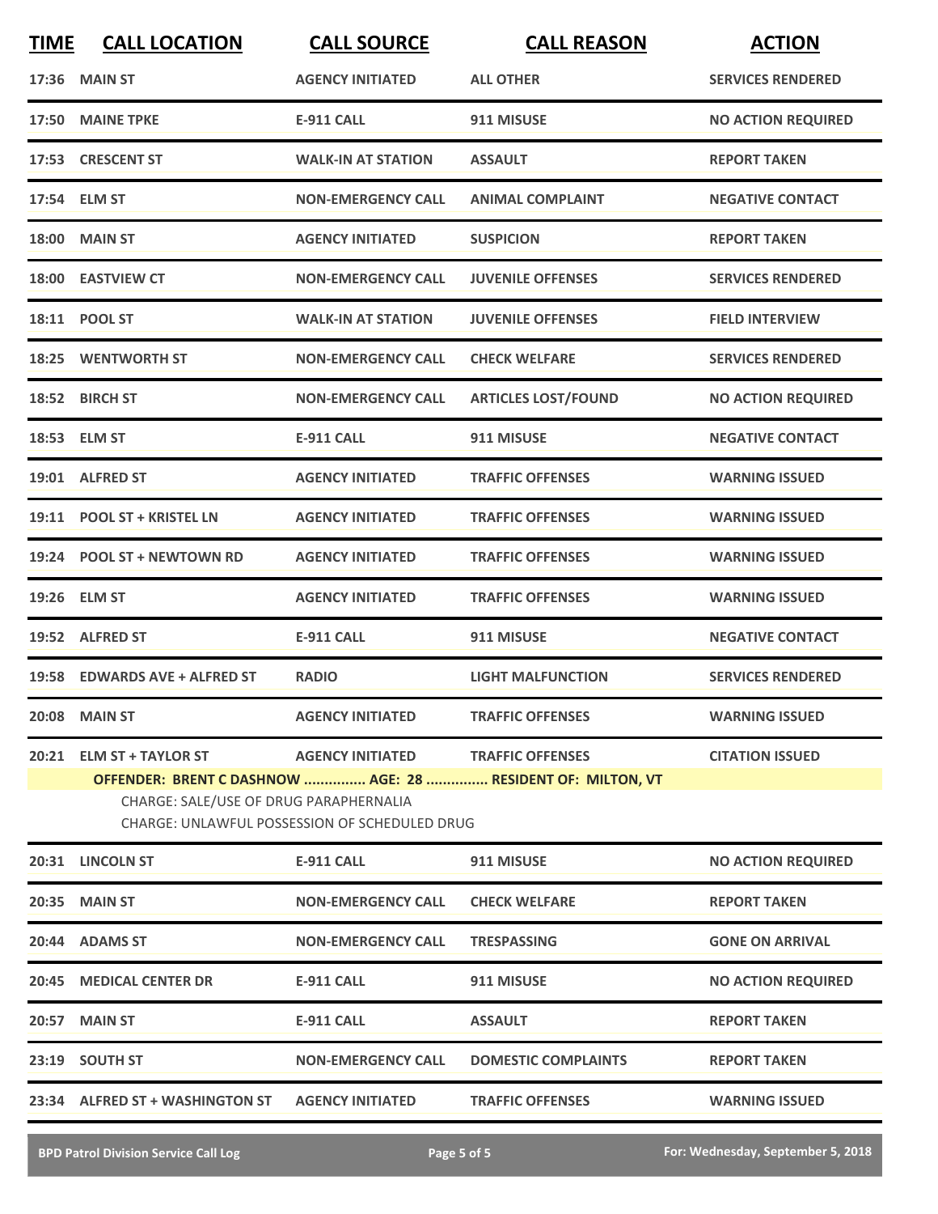| TIME | CALL LOCATION | CALL SOURCE | CALL REASON | ACTION |
|---|---|---|---|---|
| 17:36 | MAIN ST | AGENCY INITIATED | ALL OTHER | SERVICES RENDERED |
| 17:50 | MAINE TPKE | E-911 CALL | 911 MISUSE | NO ACTION REQUIRED |
| 17:53 | CRESCENT ST | WALK-IN AT STATION | ASSAULT | REPORT TAKEN |
| 17:54 | ELM ST | NON-EMERGENCY CALL | ANIMAL COMPLAINT | NEGATIVE CONTACT |
| 18:00 | MAIN ST | AGENCY INITIATED | SUSPICION | REPORT TAKEN |
| 18:00 | EASTVIEW CT | NON-EMERGENCY CALL | JUVENILE OFFENSES | SERVICES RENDERED |
| 18:11 | POOL ST | WALK-IN AT STATION | JUVENILE OFFENSES | FIELD INTERVIEW |
| 18:25 | WENTWORTH ST | NON-EMERGENCY CALL | CHECK WELFARE | SERVICES RENDERED |
| 18:52 | BIRCH ST | NON-EMERGENCY CALL | ARTICLES LOST/FOUND | NO ACTION REQUIRED |
| 18:53 | ELM ST | E-911 CALL | 911 MISUSE | NEGATIVE CONTACT |
| 19:01 | ALFRED ST | AGENCY INITIATED | TRAFFIC OFFENSES | WARNING ISSUED |
| 19:11 | POOL ST + KRISTEL LN | AGENCY INITIATED | TRAFFIC OFFENSES | WARNING ISSUED |
| 19:24 | POOL ST + NEWTOWN RD | AGENCY INITIATED | TRAFFIC OFFENSES | WARNING ISSUED |
| 19:26 | ELM ST | AGENCY INITIATED | TRAFFIC OFFENSES | WARNING ISSUED |
| 19:52 | ALFRED ST | E-911 CALL | 911 MISUSE | NEGATIVE CONTACT |
| 19:58 | EDWARDS AVE + ALFRED ST | RADIO | LIGHT MALFUNCTION | SERVICES RENDERED |
| 20:08 | MAIN ST | AGENCY INITIATED | TRAFFIC OFFENSES | WARNING ISSUED |
| 20:21 | ELM ST + TAYLOR ST | AGENCY INITIATED | TRAFFIC OFFENSES | CITATION ISSUED |

**OFFENDER: BRENT C DASHNOW ............... AGE: 28 ............... RESIDENT OF: MILTON, VT**

CHARGE: SALE/USE OF DRUG PARAPHERNALIA

CHARGE: UNLAWFUL POSSESSION OF SCHEDULED DRUG

| TIME | CALL LOCATION | CALL SOURCE | CALL REASON | ACTION |
|---|---|---|---|---|
| 20:31 | LINCOLN ST | E-911 CALL | 911 MISUSE | NO ACTION REQUIRED |
| 20:35 | MAIN ST | NON-EMERGENCY CALL | CHECK WELFARE | REPORT TAKEN |
| 20:44 | ADAMS ST | NON-EMERGENCY CALL | TRESPASSING | GONE ON ARRIVAL |
| 20:45 | MEDICAL CENTER DR | E-911 CALL | 911 MISUSE | NO ACTION REQUIRED |
| 20:57 | MAIN ST | E-911 CALL | ASSAULT | REPORT TAKEN |
| 23:19 | SOUTH ST | NON-EMERGENCY CALL | DOMESTIC COMPLAINTS | REPORT TAKEN |
| 23:34 | ALFRED ST + WASHINGTON ST | AGENCY INITIATED | TRAFFIC OFFENSES | WARNING ISSUED |